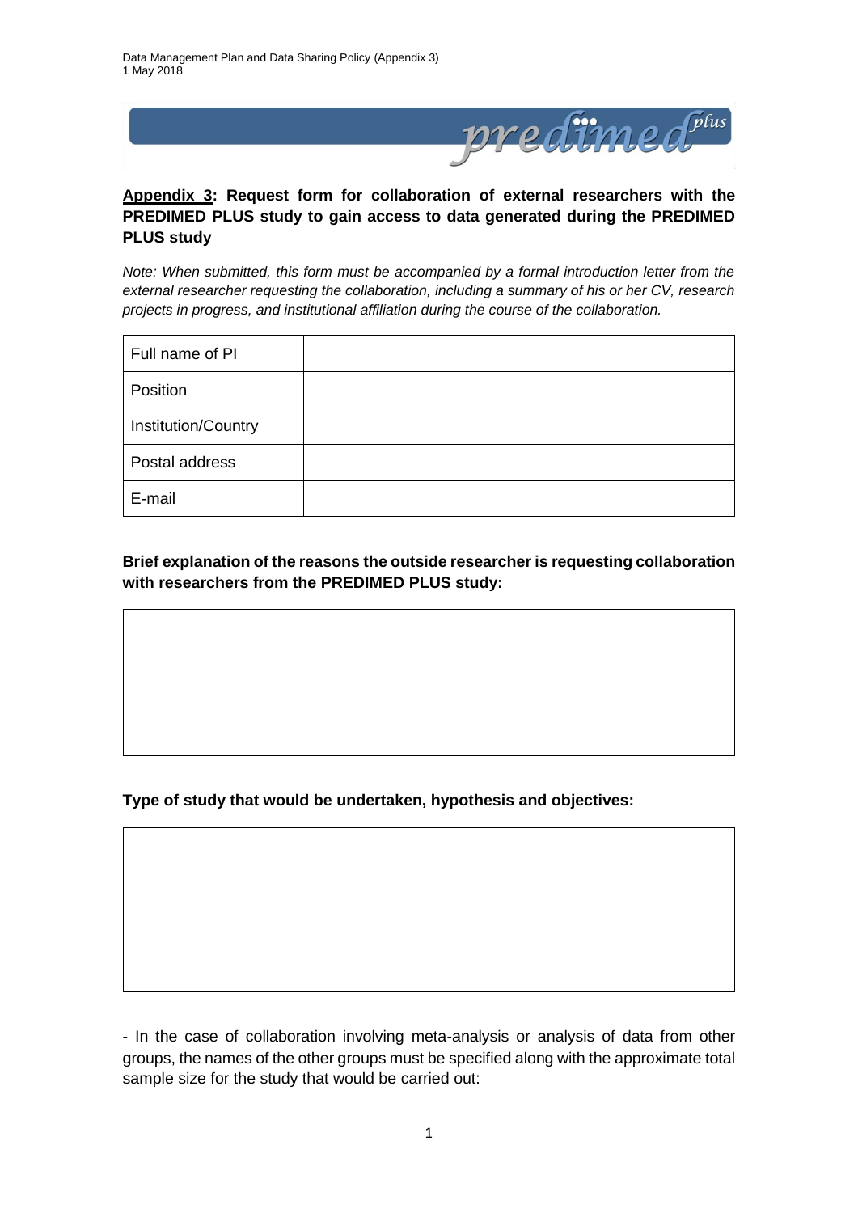**Appendix 3: Request form for collaboration of external researchers with the PREDIMED PLUS study to gain access to data generated during the PREDIMED PLUS study**

*Note: When submitted, this form must be accompanied by a formal introduction letter from the external researcher requesting the collaboration, including a summary of his or her CV, research projects in progress, and institutional affiliation during the course of the collaboration.*

| Full name of PI | |
|---|---|
| Position | |
| Institution/Country | |
| Postal address | |
| E-mail | |

**Brief explanation of the reasons the outside researcher is requesting collaboration with researchers from the PREDIMED PLUS study:**

| |
|---|
| |

**Type of study that would be undertaken, hypothesis and objectives:**

| |
|---|
| |

- In the case of collaboration involving meta-analysis or analysis of data from other groups, the names of the other groups must be specified along with the approximate total sample size for the study that would be carried out: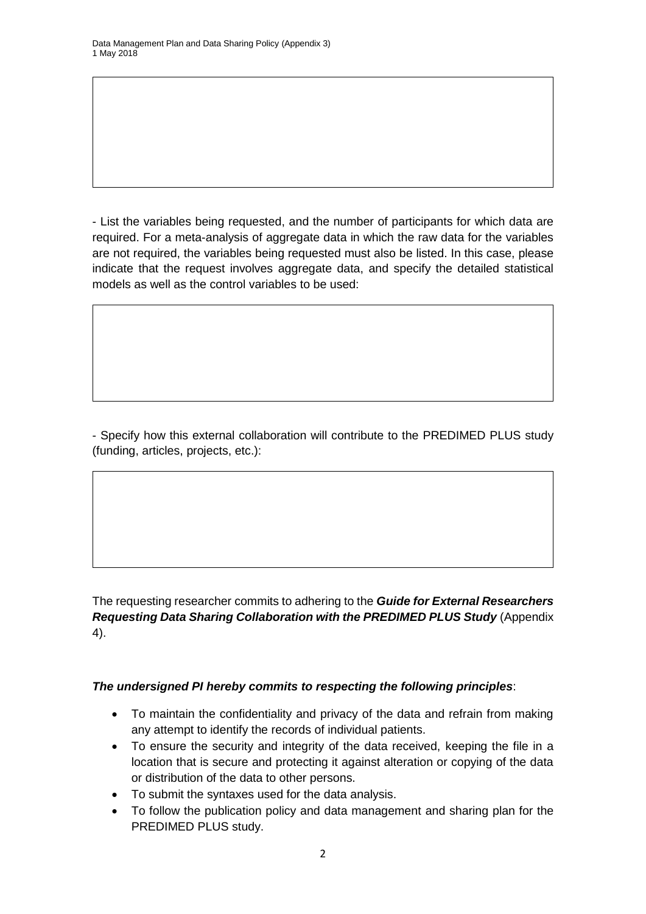- List the variables being requested, and the number of participants for which data are required. For a meta-analysis of aggregate data in which the raw data for the variables are not required, the variables being requested must also be listed. In this case, please indicate that the request involves aggregate data, and specify the detailed statistical models as well as the control variables to be used:

- Specify how this external collaboration will contribute to the PREDIMED PLUS study (funding, articles, projects, etc.):

The requesting researcher commits to adhering to the ***Guide for External Researchers Requesting Data Sharing Collaboration with the PREDIMED PLUS Study*** (Appendix 4).

***The undersigned PI hereby commits to respecting the following principles***:

- To maintain the confidentiality and privacy of the data and refrain from making any attempt to identify the records of individual patients.
- To ensure the security and integrity of the data received, keeping the file in a location that is secure and protecting it against alteration or copying of the data or distribution of the data to other persons.
- To submit the syntaxes used for the data analysis.
- To follow the publication policy and data management and sharing plan for the PREDIMED PLUS study.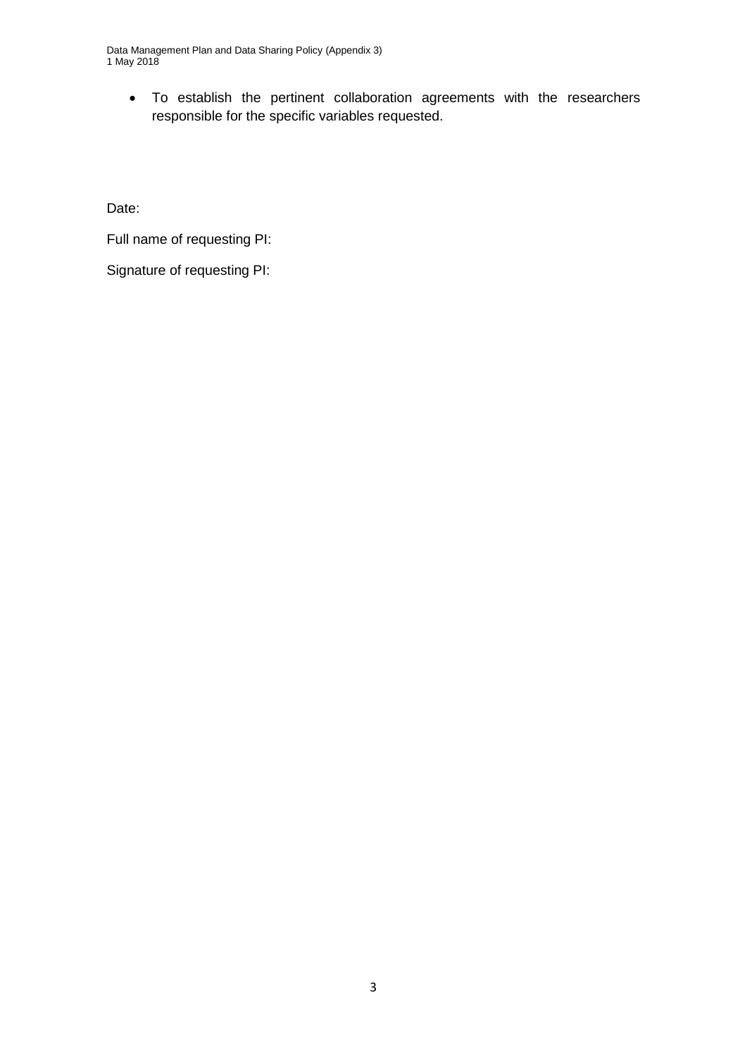- To establish the pertinent collaboration agreements with the researchers responsible for the specific variables requested.

Date:

Full name of requesting PI:

Signature of requesting PI: